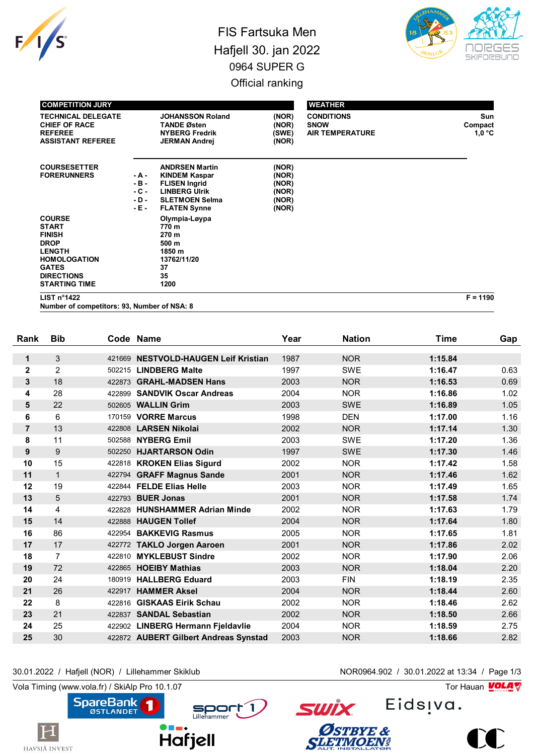# FIS Fartsuka Men

Hafjell 30. jan 2022

0964 SUPER G

Official ranking

| COMPETITION JURY | | |
|---|---|---|
| TECHNICAL DELEGATE | JOHANSSON Roland | (NOR) |
| CHIEF OF RACE | TANDE Østen | (NOR) |
| REFEREE | NYBERG Fredrik | (SWE) |
| ASSISTANT REFEREE | JERMAN Andrej | (NOR) |

| WEATHER | |
|---|---|
| CONDITIONS | Sun |
| SNOW | Compact |
| AIR TEMPERATURE | 1,0 °C |

| | | | |
|---|---|---|---|
| COURSESETTER | | ANDRSEN Martin | (NOR) |
| FORERUNNERS | - A - | KINDEM Kaspar | (NOR) |
| | - B - | FLISEN Ingrid | (NOR) |
| | - C - | LINBERG Ulrik | (NOR) |
| | - D - | SLETMOEN Selma | (NOR) |
| | - E - | FLATEN Synne | (NOR) |

| | |
|---|---|
| COURSE | Olympia-Løypa |
| START | 770 m |
| FINISH | 270 m |
| DROP | 500 m |
| LENGTH | 1850 m |
| HOMOLOGATION | 13762/11/20 |
| GATES | 37 |
| DIRECTIONS | 35 |
| STARTING TIME | 1200 |

LIST n°1422 F = 1190

Number of competitors: 93, Number of NSA: 8

| Rank | Bib | Code | Name | Year | Nation | Time | Gap |
|---|---|---|---|---|---|---|---|
| 1 | 3 | 421669 | NESTVOLD-HAUGEN Leif Kristian | 1987 | NOR | 1:15.84 | |
| 2 | 2 | 502215 | LINDBERG Malte | 1997 | SWE | 1:16.47 | 0.63 |
| 3 | 18 | 422873 | GRAHL-MADSEN Hans | 2003 | NOR | 1:16.53 | 0.69 |
| 4 | 28 | 422899 | SANDVIK Oscar Andreas | 2004 | NOR | 1:16.86 | 1.02 |
| 5 | 22 | 502605 | WALLIN Grim | 2003 | SWE | 1:16.89 | 1.05 |
| 6 | 6 | 170159 | VORRE Marcus | 1998 | DEN | 1:17.00 | 1.16 |
| 7 | 13 | 422808 | LARSEN Nikolai | 2002 | NOR | 1:17.14 | 1.30 |
| 8 | 11 | 502588 | NYBERG Emil | 2003 | SWE | 1:17.20 | 1.36 |
| 9 | 9 | 502250 | HJARTARSON Odin | 1997 | SWE | 1:17.30 | 1.46 |
| 10 | 15 | 422818 | KROKEN Elias Sigurd | 2002 | NOR | 1:17.42 | 1.58 |
| 11 | 1 | 422794 | GRAFF Magnus Sande | 2001 | NOR | 1:17.46 | 1.62 |
| 12 | 19 | 422844 | FELDE Elias Helle | 2003 | NOR | 1:17.49 | 1.65 |
| 13 | 5 | 422793 | BUER Jonas | 2001 | NOR | 1:17.58 | 1.74 |
| 14 | 4 | 422828 | HUNSHAMMER Adrian Minde | 2002 | NOR | 1:17.63 | 1.79 |
| 15 | 14 | 422888 | HAUGEN Tollef | 2004 | NOR | 1:17.64 | 1.80 |
| 16 | 86 | 422954 | BAKKEVIG Rasmus | 2005 | NOR | 1:17.65 | 1.81 |
| 17 | 17 | 422772 | TAKLO Jorgen Aaroen | 2001 | NOR | 1:17.86 | 2.02 |
| 18 | 7 | 422810 | MYKLEBUST Sindre | 2002 | NOR | 1:17.90 | 2.06 |
| 19 | 72 | 422865 | HOEIBY Mathias | 2003 | NOR | 1:18.04 | 2.20 |
| 20 | 24 | 180919 | HALLBERG Eduard | 2003 | FIN | 1:18.19 | 2.35 |
| 21 | 26 | 422917 | HAMMER Aksel | 2004 | NOR | 1:18.44 | 2.60 |
| 22 | 8 | 422816 | GISKAAS Eirik Schau | 2002 | NOR | 1:18.46 | 2.62 |
| 23 | 21 | 422837 | SANDAL Sebastian | 2002 | NOR | 1:18.50 | 2.66 |
| 24 | 25 | 422902 | LINBERG Hermann Fjeldavlie | 2004 | NOR | 1:18.59 | 2.75 |
| 25 | 30 | 422872 | AUBERT Gilbert Andreas Synstad | 2003 | NOR | 1:18.66 | 2.82 |

30.01.2022 / Hafjell (NOR) / Lillehammer Skiklub — NOR0964.902 / 30.01.2022 at 13:34

Vola Timing (www.vola.fr) / SkiAlp Pro 10.1.07 — Tor Hauan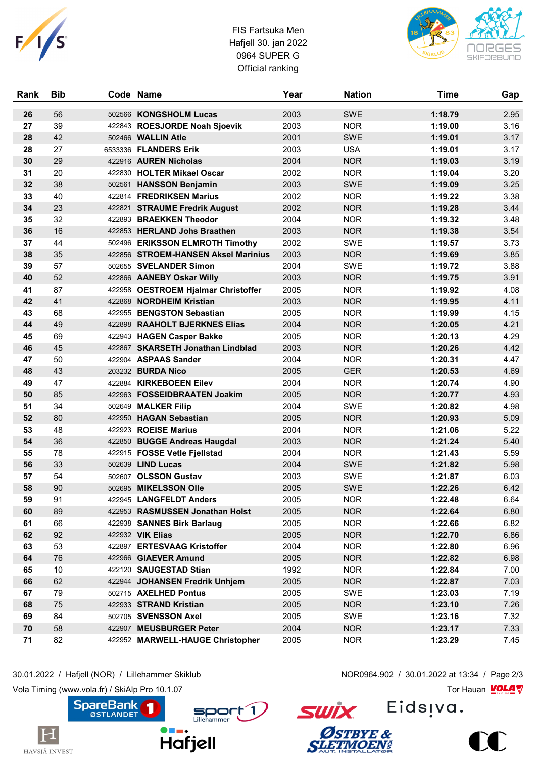FIS Fartsuka Men
Hafjell 30. jan 2022
0964 SUPER G
Official ranking

| Rank | Bib | Code | Name | Year | Nation | Time | Gap |
|---|---|---|---|---|---|---|---|
| 26 | 56 | 502566 | KONGSHOLM Lucas | 2003 | SWE | 1:18.79 | 2.95 |
| 27 | 39 | 422843 | ROESJORDE Noah Sjoevik | 2003 | NOR | 1:19.00 | 3.16 |
| 28 | 42 | 502466 | WALLIN Atle | 2001 | SWE | 1:19.01 | 3.17 |
| 28 | 27 | 6533336 | FLANDERS Erik | 2003 | USA | 1:19.01 | 3.17 |
| 30 | 29 | 422916 | AUREN Nicholas | 2004 | NOR | 1:19.03 | 3.19 |
| 31 | 20 | 422830 | HOLTER Mikael Oscar | 2002 | NOR | 1:19.04 | 3.20 |
| 32 | 38 | 502561 | HANSSON Benjamin | 2003 | SWE | 1:19.09 | 3.25 |
| 33 | 40 | 422814 | FREDRIKSEN Marius | 2002 | NOR | 1:19.22 | 3.38 |
| 34 | 23 | 422821 | STRAUME Fredrik August | 2002 | NOR | 1:19.28 | 3.44 |
| 35 | 32 | 422893 | BRAEKKEN Theodor | 2004 | NOR | 1:19.32 | 3.48 |
| 36 | 16 | 422853 | HERLAND Johs Braathen | 2003 | NOR | 1:19.38 | 3.54 |
| 37 | 44 | 502496 | ERIKSSON ELMROTH Timothy | 2002 | SWE | 1:19.57 | 3.73 |
| 38 | 35 | 422856 | STROEM-HANSEN Aksel Marinius | 2003 | NOR | 1:19.69 | 3.85 |
| 39 | 57 | 502655 | SVELANDER Simon | 2004 | SWE | 1:19.72 | 3.88 |
| 40 | 52 | 422866 | AANEBY Oskar Willy | 2003 | NOR | 1:19.75 | 3.91 |
| 41 | 87 | 422958 | OESTROEM Hjalmar Christoffer | 2005 | NOR | 1:19.92 | 4.08 |
| 42 | 41 | 422868 | NORDHEIM Kristian | 2003 | NOR | 1:19.95 | 4.11 |
| 43 | 68 | 422955 | BENGSTON Sebastian | 2005 | NOR | 1:19.99 | 4.15 |
| 44 | 49 | 422898 | RAAHOLT BJERKNES Elias | 2004 | NOR | 1:20.05 | 4.21 |
| 45 | 69 | 422943 | HAGEN Casper Bakke | 2005 | NOR | 1:20.13 | 4.29 |
| 46 | 45 | 422867 | SKARSETH Jonathan Lindblad | 2003 | NOR | 1:20.26 | 4.42 |
| 47 | 50 | 422904 | ASPAAS Sander | 2004 | NOR | 1:20.31 | 4.47 |
| 48 | 43 | 203232 | BURDA Nico | 2005 | GER | 1:20.53 | 4.69 |
| 49 | 47 | 422884 | KIRKEBOEEN Eilev | 2004 | NOR | 1:20.74 | 4.90 |
| 50 | 85 | 422963 | FOSSEIDBRAATEN Joakim | 2005 | NOR | 1:20.77 | 4.93 |
| 51 | 34 | 502649 | MALKER Filip | 2004 | SWE | 1:20.82 | 4.98 |
| 52 | 80 | 422950 | HAGAN Sebastian | 2005 | NOR | 1:20.93 | 5.09 |
| 53 | 48 | 422923 | ROEISE Marius | 2004 | NOR | 1:21.06 | 5.22 |
| 54 | 36 | 422850 | BUGGE Andreas Haugdal | 2003 | NOR | 1:21.24 | 5.40 |
| 55 | 78 | 422915 | FOSSE Vetle Fjellstad | 2004 | NOR | 1:21.43 | 5.59 |
| 56 | 33 | 502639 | LIND Lucas | 2004 | SWE | 1:21.82 | 5.98 |
| 57 | 54 | 502607 | OLSSON Gustav | 2003 | SWE | 1:21.87 | 6.03 |
| 58 | 90 | 502695 | MIKELSSON Olle | 2005 | SWE | 1:22.26 | 6.42 |
| 59 | 91 | 422945 | LANGFELDT Anders | 2005 | NOR | 1:22.48 | 6.64 |
| 60 | 89 | 422953 | RASMUSSEN Jonathan Holst | 2005 | NOR | 1:22.64 | 6.80 |
| 61 | 66 | 422938 | SANNES Birk Barlaug | 2005 | NOR | 1:22.66 | 6.82 |
| 62 | 92 | 422932 | VIK Elias | 2005 | NOR | 1:22.70 | 6.86 |
| 63 | 53 | 422897 | ERTESVAAG Kristoffer | 2004 | NOR | 1:22.80 | 6.96 |
| 64 | 76 | 422966 | GIAEVER Amund | 2005 | NOR | 1:22.82 | 6.98 |
| 65 | 10 | 422120 | SAUGESTAD Stian | 1992 | NOR | 1:22.84 | 7.00 |
| 66 | 62 | 422944 | JOHANSEN Fredrik Unhjem | 2005 | NOR | 1:22.87 | 7.03 |
| 67 | 79 | 502715 | AXELHED Pontus | 2005 | SWE | 1:23.03 | 7.19 |
| 68 | 75 | 422933 | STRAND Kristian | 2005 | NOR | 1:23.10 | 7.26 |
| 69 | 84 | 502705 | SVENSSON Axel | 2005 | SWE | 1:23.16 | 7.32 |
| 70 | 58 | 422907 | MEUSBURGER Peter | 2004 | NOR | 1:23.17 | 7.33 |
| 71 | 82 | 422952 | MARWELL-HAUGE Christopher | 2005 | NOR | 1:23.29 | 7.45 |

30.01.2022 / Hafjell (NOR) / Lillehammer Skiklub    NOR0964.902 / 30.01.2022 at 13:34

Vola Timing (www.vola.fr) / SkiAlp Pro 10.1.07    Tor Hauan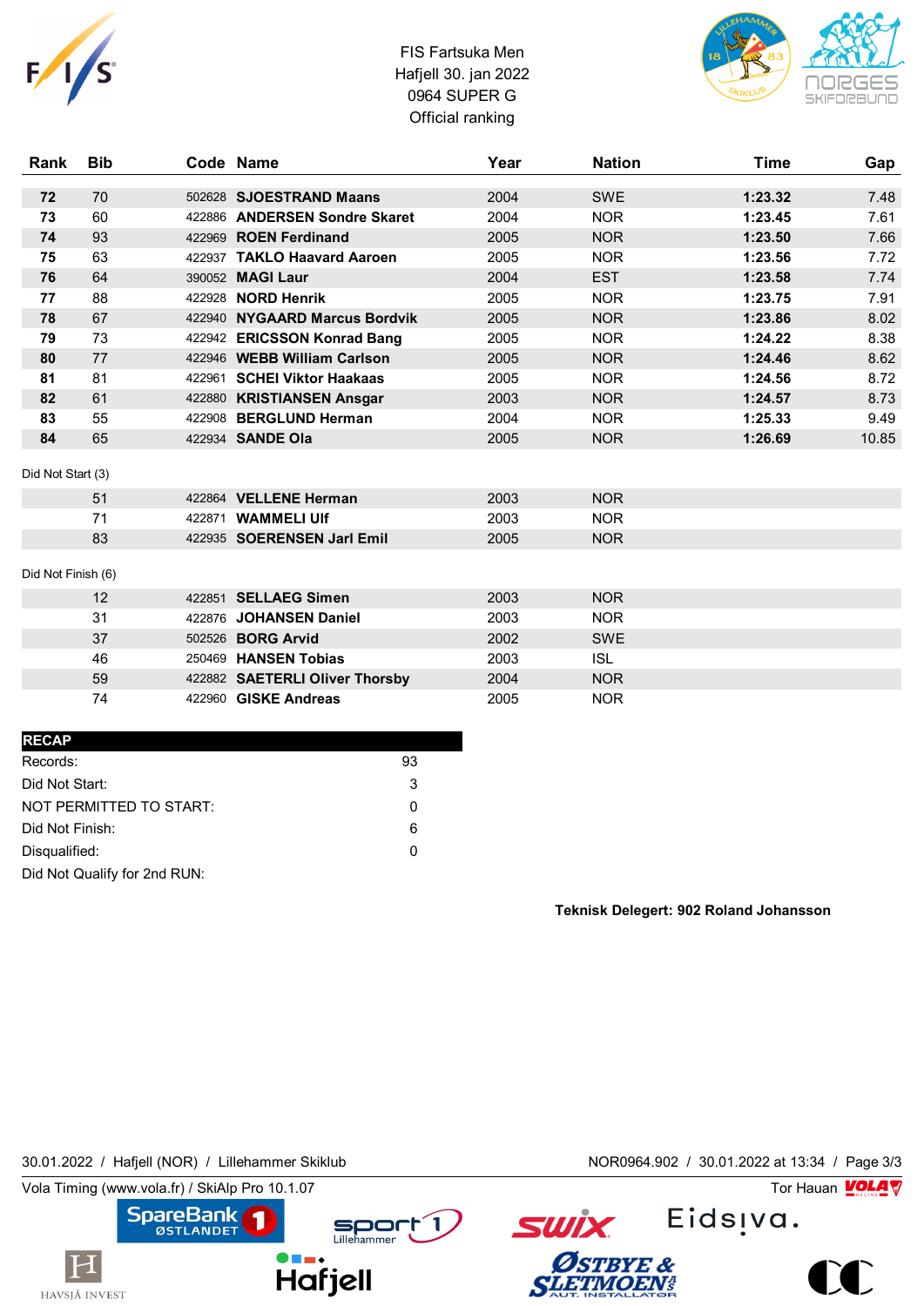FIS Fartsuka Men
Hafjell 30. jan 2022
0964 SUPER G
Official ranking

| Rank | Bib | Code | Name | Year | Nation | Time | Gap |
|---|---|---|---|---|---|---|---|
| 72 | 70 | 502628 | SJOESTRAND Maans | 2004 | SWE | 1:23.32 | 7.48 |
| 73 | 60 | 422886 | ANDERSEN Sondre Skaret | 2004 | NOR | 1:23.45 | 7.61 |
| 74 | 93 | 422969 | ROEN Ferdinand | 2005 | NOR | 1:23.50 | 7.66 |
| 75 | 63 | 422937 | TAKLO Haavard Aaroen | 2005 | NOR | 1:23.56 | 7.72 |
| 76 | 64 | 390052 | MAGI Laur | 2004 | EST | 1:23.58 | 7.74 |
| 77 | 88 | 422928 | NORD Henrik | 2005 | NOR | 1:23.75 | 7.91 |
| 78 | 67 | 422940 | NYGAARD Marcus Bordvik | 2005 | NOR | 1:23.86 | 8.02 |
| 79 | 73 | 422942 | ERICSSON Konrad Bang | 2005 | NOR | 1:24.22 | 8.38 |
| 80 | 77 | 422946 | WEBB William Carlson | 2005 | NOR | 1:24.46 | 8.62 |
| 81 | 81 | 422961 | SCHEI Viktor Haakaas | 2005 | NOR | 1:24.56 | 8.72 |
| 82 | 61 | 422880 | KRISTIANSEN Ansgar | 2003 | NOR | 1:24.57 | 8.73 |
| 83 | 55 | 422908 | BERGLUND Herman | 2004 | NOR | 1:25.33 | 9.49 |
| 84 | 65 | 422934 | SANDE Ola | 2005 | NOR | 1:26.69 | 10.85 |

Did Not Start (3)

| Bib | Code | Name | Year | Nation |
|---|---|---|---|---|
| 51 | 422864 | VELLENE Herman | 2003 | NOR |
| 71 | 422871 | WAMMELI Ulf | 2003 | NOR |
| 83 | 422935 | SOERENSEN Jarl Emil | 2005 | NOR |

Did Not Finish (6)

| Bib | Code | Name | Year | Nation |
|---|---|---|---|---|
| 12 | 422851 | SELLAEG Simen | 2003 | NOR |
| 31 | 422876 | JOHANSEN Daniel | 2003 | NOR |
| 37 | 502526 | BORG Arvid | 2002 | SWE |
| 46 | 250469 | HANSEN Tobias | 2003 | ISL |
| 59 | 422882 | SAETERLI Oliver Thorsby | 2004 | NOR |
| 74 | 422960 | GISKE Andreas | 2005 | NOR |

| RECAP | |
|---|---|
| Records: | 93 |
| Did Not Start: | 3 |
| NOT PERMITTED TO START: | 0 |
| Did Not Finish: | 6 |
| Disqualified: | 0 |
| Did Not Qualify for 2nd RUN: | |

**Teknisk Delegert: 902 Roland Johansson**

30.01.2022 / Hafjell (NOR) / Lillehammer Skiklub

NOR0964.902 / 30.01.2022 at 13:34

Vola Timing (www.vola.fr) / SkiAlp Pro 10.1.07

Tor Hauan